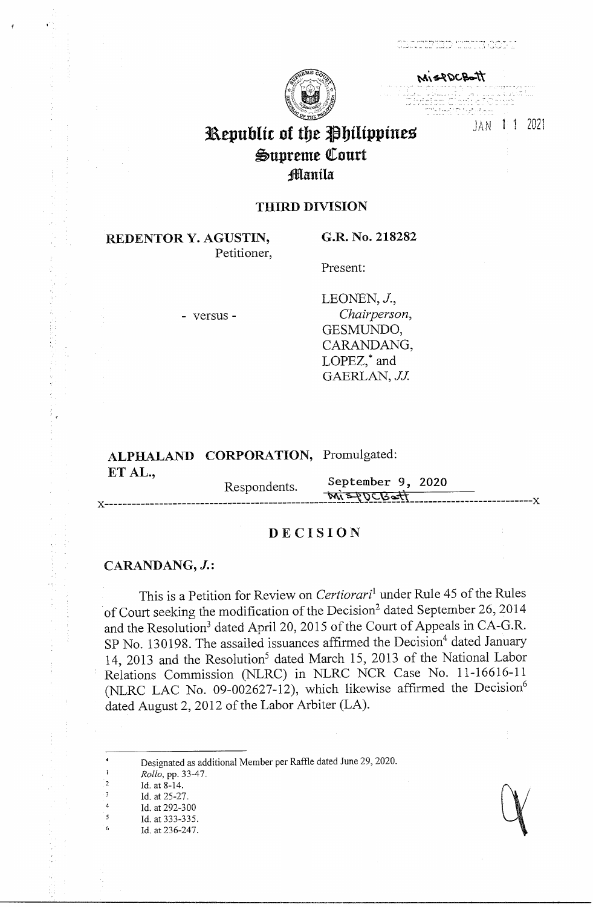# Republic of the Philippines
## Supreme Court
### Manila

**THIRD DIVISION**

**REDENTOR Y. AGUSTIN,**
Petitioner,

- versus -

**ALPHALAND CORPORATION, ET AL.,**
Respondents.

**G.R. No. 218282**

Present:

LEONEN, *J.*,
*Chairperson*,
GESMUNDO,
CARANDANG,
LOPEZ,* and
GAERLAN, *JJ.*

Promulgated:

September 9, 2020

x-----------------------------------------------------------------------------------------x

## DECISION

**CARANDANG, *J.*:**

This is a Petition for Review on *Certiorari*[1] under Rule 45 of the Rules of Court seeking the modification of the Decision[2] dated September 26, 2014 and the Resolution[3] dated April 20, 2015 of the Court of Appeals in CA-G.R. SP No. 130198. The assailed issuances affirmed the Decision[4] dated January 14, 2013 and the Resolution[5] dated March 15, 2013 of the National Labor Relations Commission (NLRC) in NLRC NCR Case No. 11-16616-11 (NLRC LAC No. 09-002627-12), which likewise affirmed the Decision[6] dated August 2, 2012 of the Labor Arbiter (LA).

---

\* Designated as additional Member per Raffle dated June 29, 2020.

1 *Rollo*, pp. 33-47.

2 Id. at 8-14.

3 Id. at 25-27.

4 Id. at 292-300

5 Id. at 333-335.

6 Id. at 236-247.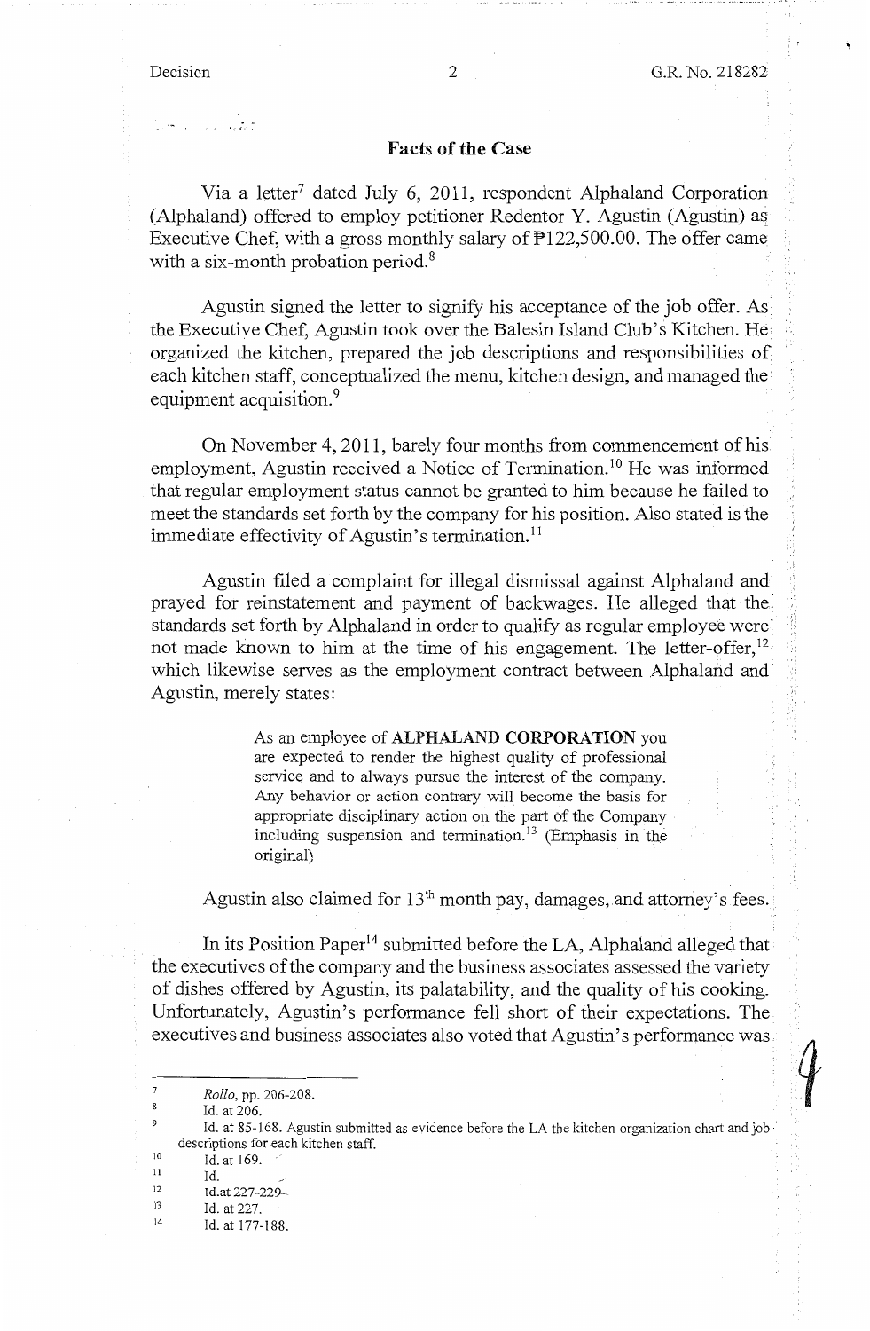## Facts of the Case

Via a letter[7] dated July 6, 2011, respondent Alphaland Corporation (Alphaland) offered to employ petitioner Redentor Y. Agustin (Agustin) as Executive Chef, with a gross monthly salary of ₱122,500.00. The offer came with a six-month probation period.[8]

Agustin signed the letter to signify his acceptance of the job offer. As the Executive Chef, Agustin took over the Balesin Island Club's Kitchen. He organized the kitchen, prepared the job descriptions and responsibilities of each kitchen staff, conceptualized the menu, kitchen design, and managed the equipment acquisition.[9]

On November 4, 2011, barely four months from commencement of his employment, Agustin received a Notice of Termination.[10] He was informed that regular employment status cannot be granted to him because he failed to meet the standards set forth by the company for his position. Also stated is the immediate effectivity of Agustin's termination.[11]

Agustin filed a complaint for illegal dismissal against Alphaland and prayed for reinstatement and payment of backwages. He alleged that the standards set forth by Alphaland in order to qualify as regular employee were not made known to him at the time of his engagement. The letter-offer,[12] which likewise serves as the employment contract between Alphaland and Agustin, merely states:

> As an employee of **ALPHALAND CORPORATION** you are expected to render the highest quality of professional service and to always pursue the interest of the company. Any behavior or action contrary will become the basis for appropriate disciplinary action on the part of the Company including suspension and termination.[13] (Emphasis in the original)

Agustin also claimed for 13[th] month pay, damages, and attorney's fees.

In its Position Paper[14] submitted before the LA, Alphaland alleged that the executives of the company and the business associates assessed the variety of dishes offered by Agustin, its palatability, and the quality of his cooking. Unfortunately, Agustin's performance fell short of their expectations. The executives and business associates also voted that Agustin's performance was

---

[7] *Rollo*, pp. 206-208.

[8] Id. at 206.

[9] Id. at 85-168. Agustin submitted as evidence before the LA the kitchen organization chart and job descriptions for each kitchen staff.

[10] Id. at 169.

[11] Id.

[12] Id. at 227-229.

[13] Id. at 227.

[14] Id. at 177-188.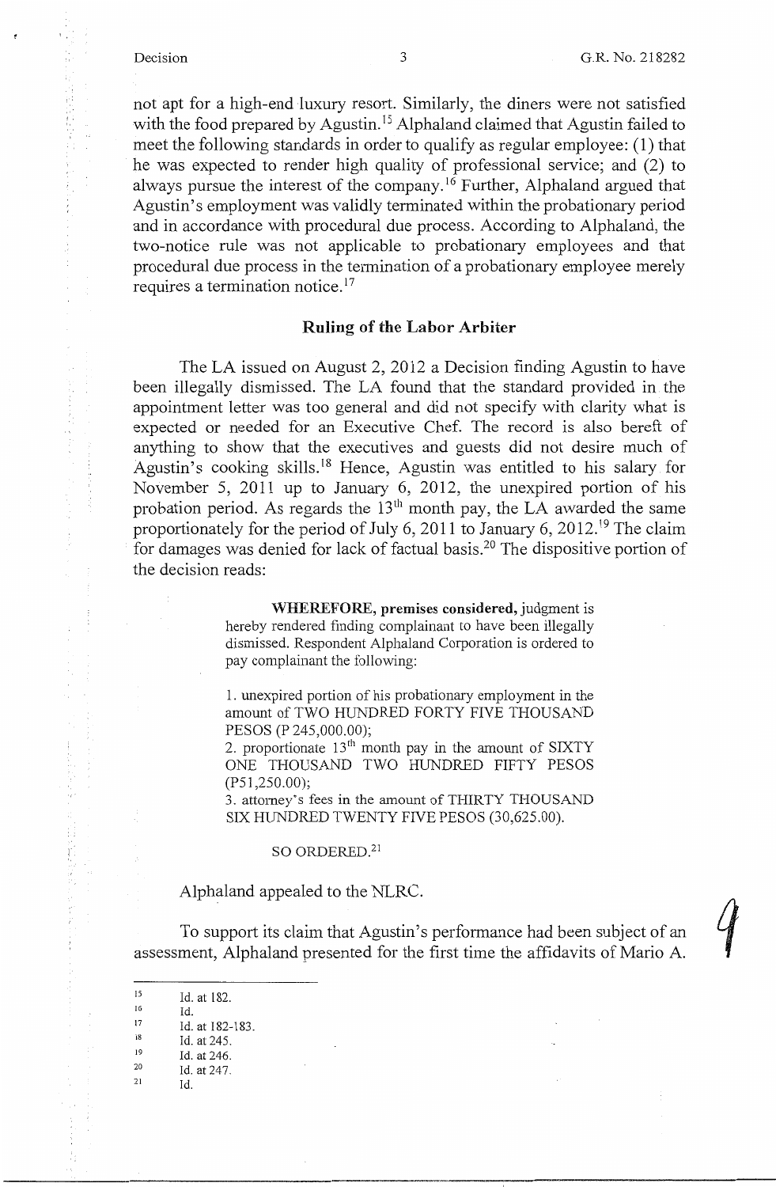not apt for a high-end luxury resort. Similarly, the diners were not satisfied with the food prepared by Agustin.[15] Alphaland claimed that Agustin failed to meet the following standards in order to qualify as regular employee: (1) that he was expected to render high quality of professional service; and (2) to always pursue the interest of the company.[16] Further, Alphaland argued that Agustin's employment was validly terminated within the probationary period and in accordance with procedural due process. According to Alphaland, the two-notice rule was not applicable to probationary employees and that procedural due process in the termination of a probationary employee merely requires a termination notice.[17]

## Ruling of the Labor Arbiter

The LA issued on August 2, 2012 a Decision finding Agustin to have been illegally dismissed. The LA found that the standard provided in the appointment letter was too general and did not specify with clarity what is expected or needed for an Executive Chef. The record is also bereft of anything to show that the executives and guests did not desire much of Agustin's cooking skills.[18] Hence, Agustin was entitled to his salary for November 5, 2011 up to January 6, 2012, the unexpired portion of his probation period. As regards the 13[th] month pay, the LA awarded the same proportionately for the period of July 6, 2011 to January 6, 2012.[19] The claim for damages was denied for lack of factual basis.[20] The dispositive portion of the decision reads:

> **WHEREFORE, premises considered,** judgment is hereby rendered finding complainant to have been illegally dismissed. Respondent Alphaland Corporation is ordered to pay complainant the following:
>
> 1. unexpired portion of his probationary employment in the amount of TWO HUNDRED FORTY FIVE THOUSAND PESOS (P 245,000.00);
> 2. proportionate 13[th] month pay in the amount of SIXTY ONE THOUSAND TWO HUNDRED FIFTY PESOS (P51,250.00);
> 3. attorney's fees in the amount of THIRTY THOUSAND SIX HUNDRED TWENTY FIVE PESOS (30,625.00).
>
> SO ORDERED.[21]

Alphaland appealed to the NLRC.

To support its claim that Agustin's performance had been subject of an assessment, Alphaland presented for the first time the affidavits of Mario A.

---

[15] Id. at 182.
[16] Id.
[17] Id. at 182-183.
[18] Id. at 245.
[19] Id. at 246.
[20] Id. at 247.
[21] Id.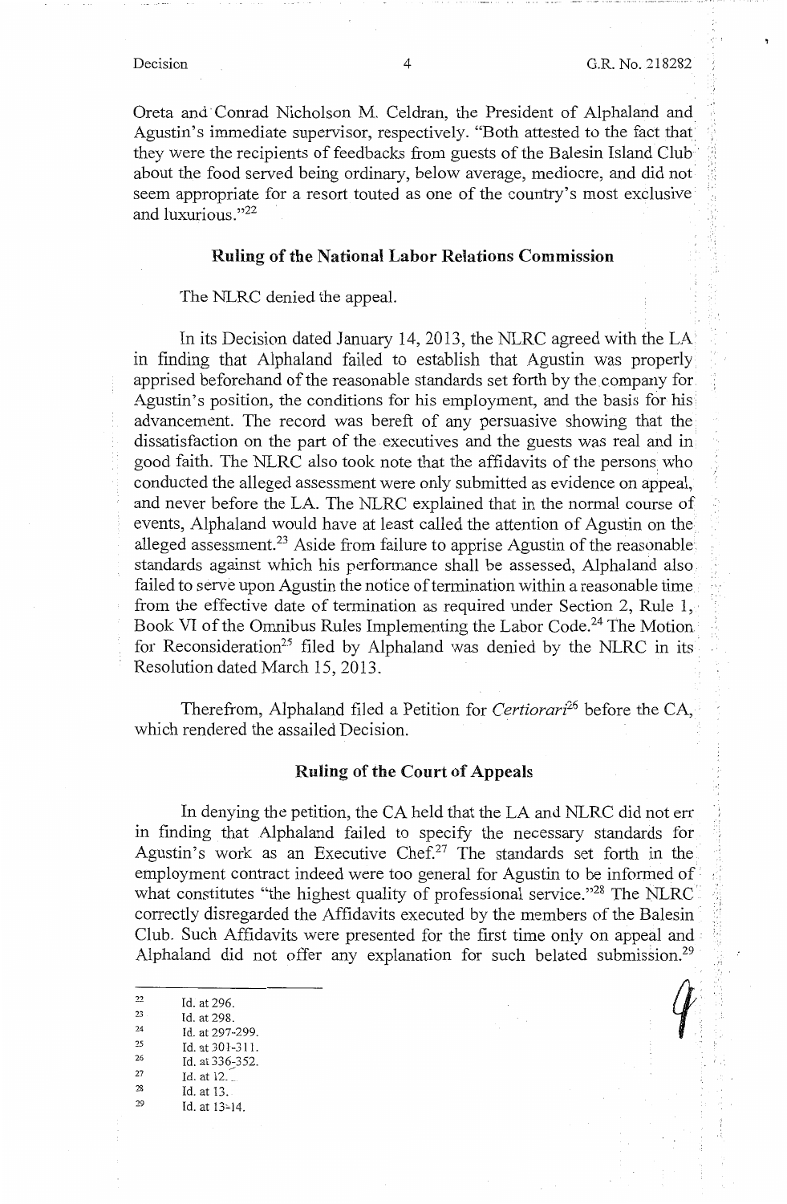Oreta and Conrad Nicholson M. Celdran, the President of Alphaland and Agustin's immediate supervisor, respectively. "Both attested to the fact that they were the recipients of feedbacks from guests of the Balesin Island Club about the food served being ordinary, below average, mediocre, and did not seem appropriate for a resort touted as one of the country's most exclusive and luxurious."[22]

## Ruling of the National Labor Relations Commission

The NLRC denied the appeal.

In its Decision dated January 14, 2013, the NLRC agreed with the LA in finding that Alphaland failed to establish that Agustin was properly apprised beforehand of the reasonable standards set forth by the company for Agustin's position, the conditions for his employment, and the basis for his advancement. The record was bereft of any persuasive showing that the dissatisfaction on the part of the executives and the guests was real and in good faith. The NLRC also took note that the affidavits of the persons who conducted the alleged assessment were only submitted as evidence on appeal, and never before the LA. The NLRC explained that in the normal course of events, Alphaland would have at least called the attention of Agustin on the alleged assessment.[23] Aside from failure to apprise Agustin of the reasonable standards against which his performance shall be assessed, Alphaland also failed to serve upon Agustin the notice of termination within a reasonable time from the effective date of termination as required under Section 2, Rule 1, Book VI of the Omnibus Rules Implementing the Labor Code.[24] The Motion for Reconsideration[25] filed by Alphaland was denied by the NLRC in its Resolution dated March 15, 2013.

Therefrom, Alphaland filed a Petition for *Certiorari*[26] before the CA, which rendered the assailed Decision.

## Ruling of the Court of Appeals

In denying the petition, the CA held that the LA and NLRC did not err in finding that Alphaland failed to specify the necessary standards for Agustin's work as an Executive Chef.[27] The standards set forth in the employment contract indeed were too general for Agustin to be informed of what constitutes "the highest quality of professional service."[28] The NLRC correctly disregarded the Affidavits executed by the members of the Balesin Club. Such Affidavits were presented for the first time only on appeal and Alphaland did not offer any explanation for such belated submission.[29]

---

[22] Id. at 296.
[23] Id. at 298.
[24] Id. at 297-299.
[25] Id. at 301-311.
[26] Id. at 336-352.
[27] Id. at 12.
[28] Id. at 13.
[29] Id. at 13-14.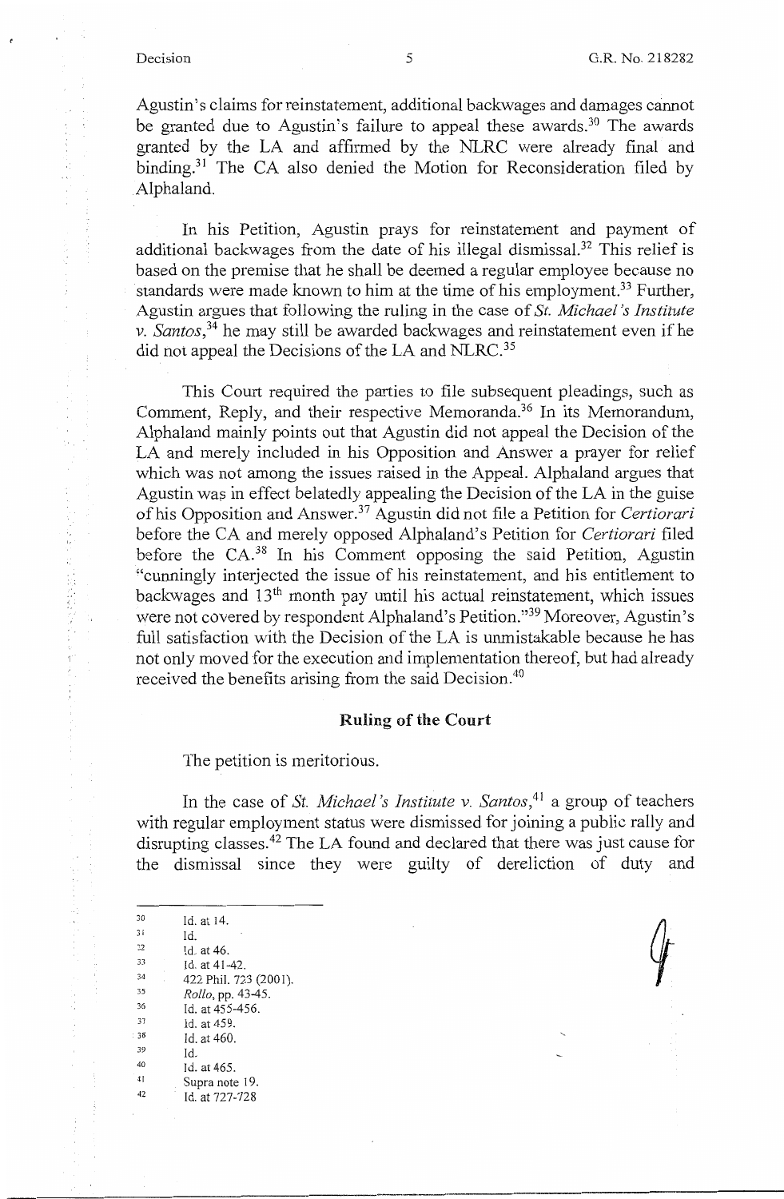Agustin's claims for reinstatement, additional backwages and damages cannot be granted due to Agustin's failure to appeal these awards.[30] The awards granted by the LA and affirmed by the NLRC were already final and binding.[31] The CA also denied the Motion for Reconsideration filed by Alphaland.

In his Petition, Agustin prays for reinstatement and payment of additional backwages from the date of his illegal dismissal.[32] This relief is based on the premise that he shall be deemed a regular employee because no standards were made known to him at the time of his employment.[33] Further, Agustin argues that following the ruling in the case of *St. Michael's Institute v. Santos*,[34] he may still be awarded backwages and reinstatement even if he did not appeal the Decisions of the LA and NLRC.[35]

This Court required the parties to file subsequent pleadings, such as Comment, Reply, and their respective Memoranda.[36] In its Memorandum, Alphaland mainly points out that Agustin did not appeal the Decision of the LA and merely included in his Opposition and Answer a prayer for relief which was not among the issues raised in the Appeal. Alphaland argues that Agustin was in effect belatedly appealing the Decision of the LA in the guise of his Opposition and Answer.[37] Agustin did not file a Petition for *Certiorari* before the CA and merely opposed Alphaland's Petition for *Certiorari* filed before the CA.[38] In his Comment opposing the said Petition, Agustin "cunningly interjected the issue of his reinstatement, and his entitlement to backwages and 13th month pay until his actual reinstatement, which issues were not covered by respondent Alphaland's Petition."[39] Moreover, Agustin's full satisfaction with the Decision of the LA is unmistakable because he has not only moved for the execution and implementation thereof, but had already received the benefits arising from the said Decision.[40]

## Ruling of the Court

The petition is meritorious.

In the case of *St. Michael's Institute v. Santos*,[41] a group of teachers with regular employment status were dismissed for joining a public rally and disrupting classes.[42] The LA found and declared that there was just cause for the dismissal since they were guilty of dereliction of duty and

---

[30] Id. at 14.
[31] Id.
[32] Id. at 46.
[33] Id. at 41-42.
[34] 422 Phil. 723 (2001).
[35] *Rollo*, pp. 43-45.
[36] Id. at 455-456.
[37] Id. at 459.
[38] Id. at 460.
[39] Id.
[40] Id. at 465.
[41] Supra note 19.
[42] Id. at 727-728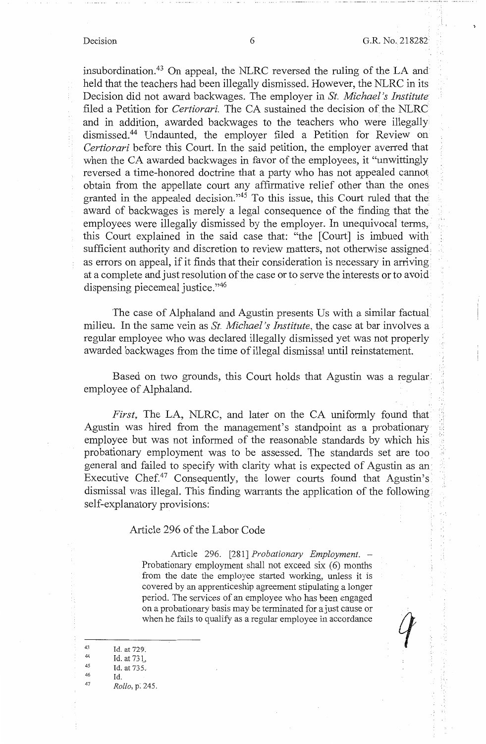insubordination.[43] On appeal, the NLRC reversed the ruling of the LA and held that the teachers had been illegally dismissed. However, the NLRC in its Decision did not award backwages. The employer in *St. Michael's Institute* filed a Petition for *Certiorari*. The CA sustained the decision of the NLRC and in addition, awarded backwages to the teachers who were illegally dismissed.[44] Undaunted, the employer filed a Petition for Review on *Certiorari* before this Court. In the said petition, the employer averred that when the CA awarded backwages in favor of the employees, it "unwittingly reversed a time-honored doctrine that a party who has not appealed cannot obtain from the appellate court any affirmative relief other than the ones granted in the appealed decision."[45] To this issue, this Court ruled that the award of backwages is merely a legal consequence of the finding that the employees were illegally dismissed by the employer. In unequivocal terms, this Court explained in the said case that: "the [Court] is imbued with sufficient authority and discretion to review matters, not otherwise assigned as errors on appeal, if it finds that their consideration is necessary in arriving at a complete and just resolution of the case or to serve the interests or to avoid dispensing piecemeal justice."[46]

The case of Alphaland and Agustin presents Us with a similar factual milieu. In the same vein as *St. Michael's Institute*, the case at bar involves a regular employee who was declared illegally dismissed yet was not properly awarded backwages from the time of illegal dismissal until reinstatement.

Based on two grounds, this Court holds that Agustin was a regular employee of Alphaland.

*First*, The LA, NLRC, and later on the CA uniformly found that Agustin was hired from the management's standpoint as a probationary employee but was not informed of the reasonable standards by which his probationary employment was to be assessed. The standards set are too general and failed to specify with clarity what is expected of Agustin as an Executive Chef.[47] Consequently, the lower courts found that Agustin's dismissal was illegal. This finding warrants the application of the following self-explanatory provisions:

Article 296 of the Labor Code

> Article 296. [281] *Probationary Employment.* – Probationary employment shall not exceed six (6) months from the date the employee started working, unless it is covered by an apprenticeship agreement stipulating a longer period. The services of an employee who has been engaged on a probationary basis may be terminated for a just cause or when he fails to qualify as a regular employee in accordance

---

[43] Id. at 729.
[44] Id. at 731.
[45] Id. at 735.
[46] Id.
[47] *Rollo*, p. 245.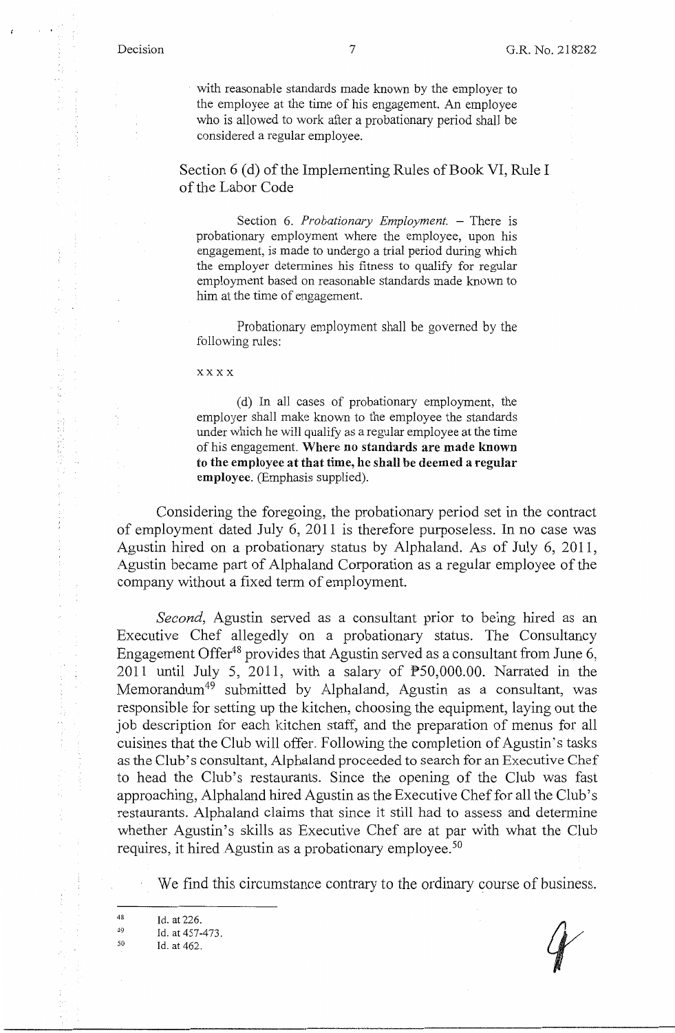with reasonable standards made known by the employer to the employee at the time of his engagement. An employee who is allowed to work after a probationary period shall be considered a regular employee.

Section 6 (d) of the Implementing Rules of Book VI, Rule I of the Labor Code

> Section 6. *Probationary Employment.* – There is probationary employment where the employee, upon his engagement, is made to undergo a trial period during which the employer determines his fitness to qualify for regular employment based on reasonable standards made known to him at the time of engagement.
>
> Probationary employment shall be governed by the following rules:
>
> x x x x
>
> (d) In all cases of probationary employment, the employer shall make known to the employee the standards under which he will qualify as a regular employee at the time of his engagement. **Where no standards are made known to the employee at that time, he shall be deemed a regular employee.** (Emphasis supplied).

Considering the foregoing, the probationary period set in the contract of employment dated July 6, 2011 is therefore purposeless. In no case was Agustin hired on a probationary status by Alphaland. As of July 6, 2011, Agustin became part of Alphaland Corporation as a regular employee of the company without a fixed term of employment.

*Second*, Agustin served as a consultant prior to being hired as an Executive Chef allegedly on a probationary status. The Consultancy Engagement Offer[48] provides that Agustin served as a consultant from June 6, 2011 until July 5, 2011, with a salary of ₱50,000.00. Narrated in the Memorandum[49] submitted by Alphaland, Agustin as a consultant, was responsible for setting up the kitchen, choosing the equipment, laying out the job description for each kitchen staff, and the preparation of menus for all cuisines that the Club will offer. Following the completion of Agustin's tasks as the Club's consultant, Alphaland proceeded to search for an Executive Chef to head the Club's restaurants. Since the opening of the Club was fast approaching, Alphaland hired Agustin as the Executive Chef for all the Club's restaurants. Alphaland claims that since it still had to assess and determine whether Agustin's skills as Executive Chef are at par with what the Club requires, it hired Agustin as a probationary employee.[50]

We find this circumstance contrary to the ordinary course of business.

---

[48] Id. at 226.

[49] Id. at 457-473.

[50] Id. at 462.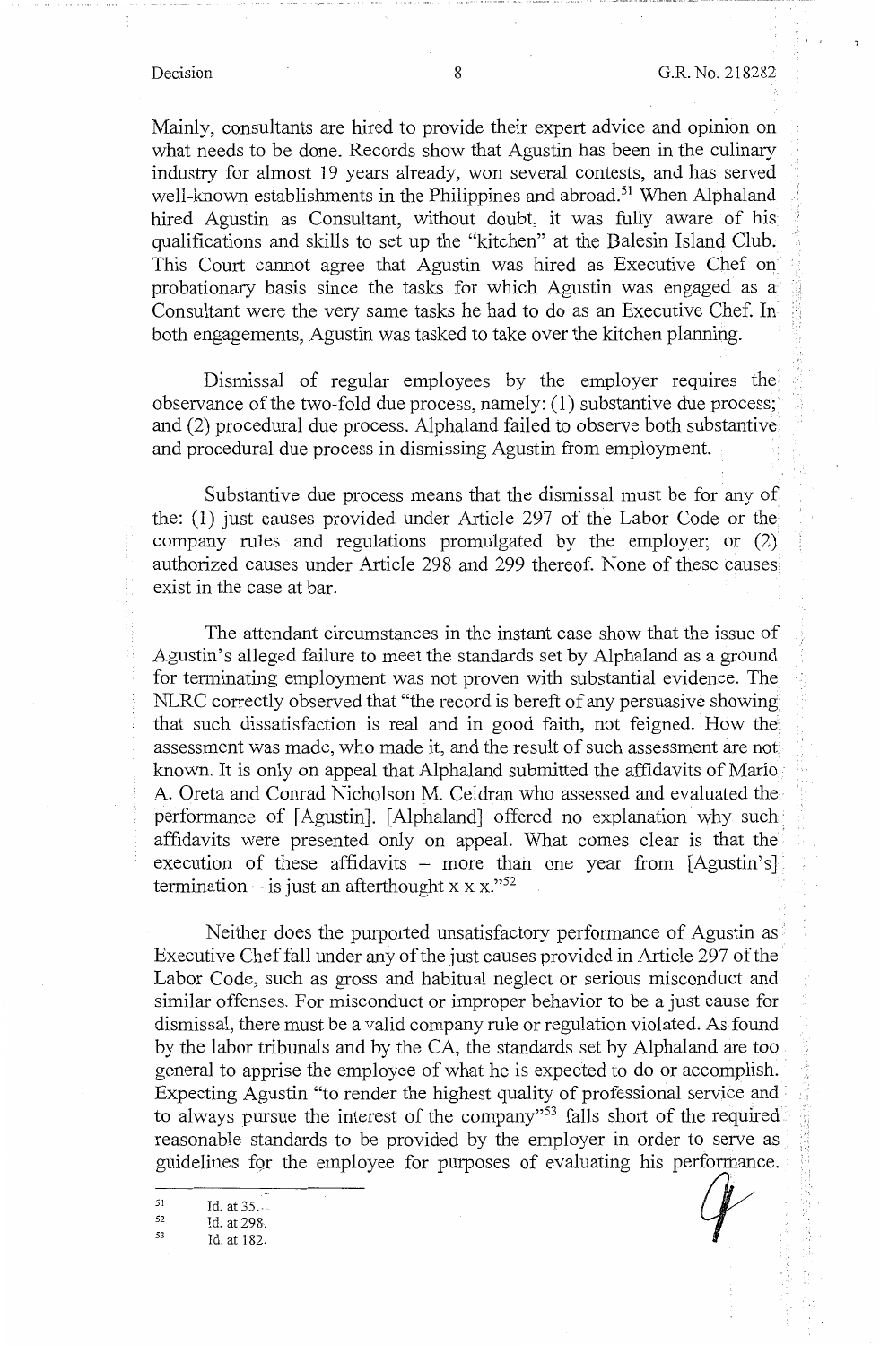Mainly, consultants are hired to provide their expert advice and opinion on what needs to be done. Records show that Agustin has been in the culinary industry for almost 19 years already, won several contests, and has served well-known establishments in the Philippines and abroad.[51] When Alphaland hired Agustin as Consultant, without doubt, it was fully aware of his qualifications and skills to set up the "kitchen" at the Balesin Island Club. This Court cannot agree that Agustin was hired as Executive Chef on probationary basis since the tasks for which Agustin was engaged as a Consultant were the very same tasks he had to do as an Executive Chef. In both engagements, Agustin was tasked to take over the kitchen planning.

Dismissal of regular employees by the employer requires the observance of the two-fold due process, namely: (1) substantive due process; and (2) procedural due process. Alphaland failed to observe both substantive and procedural due process in dismissing Agustin from employment.

Substantive due process means that the dismissal must be for any of the: (1) just causes provided under Article 297 of the Labor Code or the company rules and regulations promulgated by the employer; or (2) authorized causes under Article 298 and 299 thereof. None of these causes exist in the case at bar.

The attendant circumstances in the instant case show that the issue of Agustin's alleged failure to meet the standards set by Alphaland as a ground for terminating employment was not proven with substantial evidence. The NLRC correctly observed that "the record is bereft of any persuasive showing that such dissatisfaction is real and in good faith, not feigned. How the assessment was made, who made it, and the result of such assessment are not known. It is only on appeal that Alphaland submitted the affidavits of Mario A. Oreta and Conrad Nicholson M. Celdran who assessed and evaluated the performance of [Agustin]. [Alphaland] offered no explanation why such affidavits were presented only on appeal. What comes clear is that the execution of these affidavits – more than one year from [Agustin's] termination – is just an afterthought x x x."[52]

Neither does the purported unsatisfactory performance of Agustin as Executive Chef fall under any of the just causes provided in Article 297 of the Labor Code, such as gross and habitual neglect or serious misconduct and similar offenses. For misconduct or improper behavior to be a just cause for dismissal, there must be a valid company rule or regulation violated. As found by the labor tribunals and by the CA, the standards set by Alphaland are too general to apprise the employee of what he is expected to do or accomplish. Expecting Agustin "to render the highest quality of professional service and to always pursue the interest of the company"[53] falls short of the required reasonable standards to be provided by the employer in order to serve as guidelines for the employee for purposes of evaluating his performance.

---

[51] Id. at 35.

[52] Id. at 298.

[53] Id. at 182.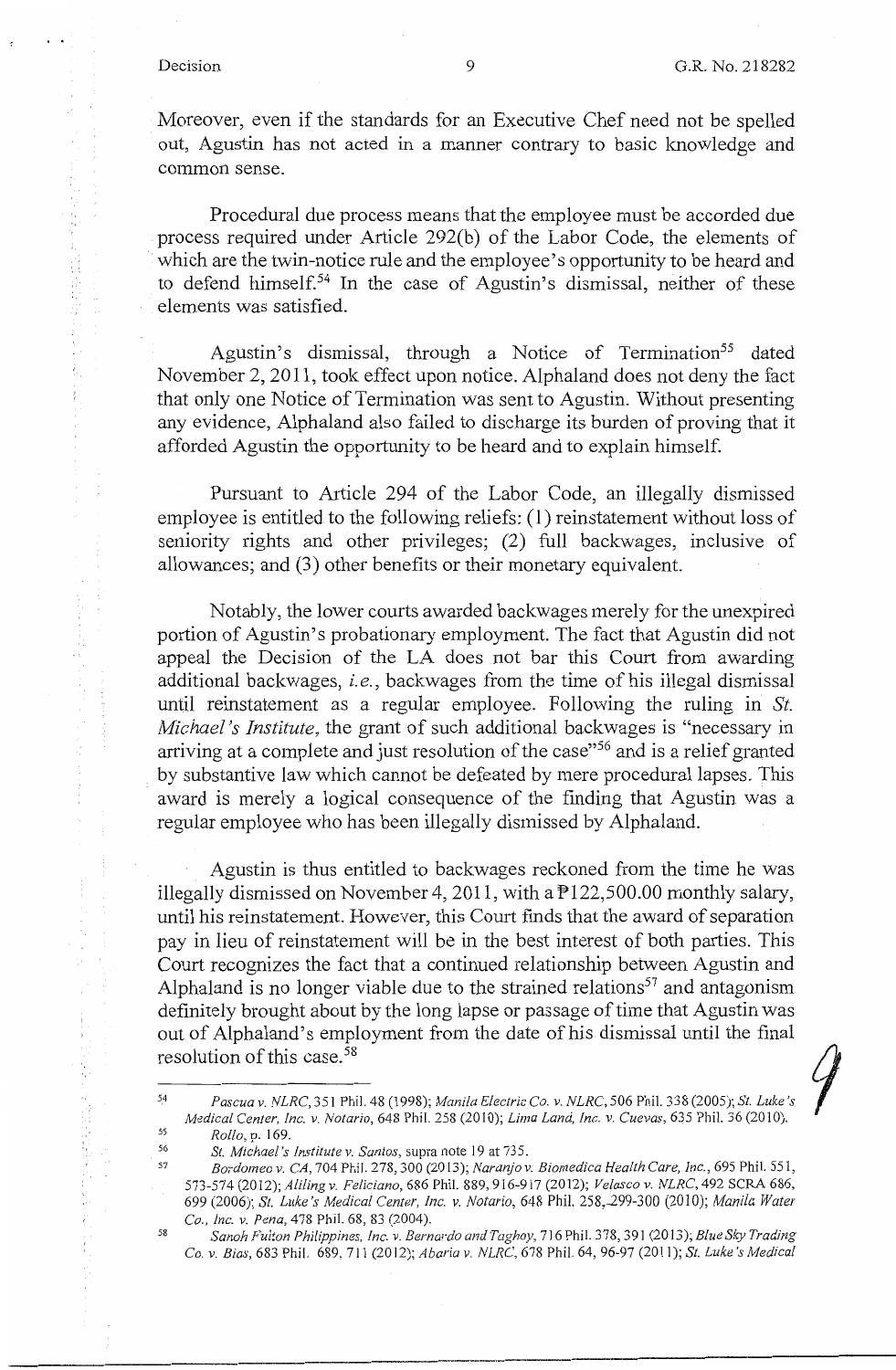Moreover, even if the standards for an Executive Chef need not be spelled out, Agustin has not acted in a manner contrary to basic knowledge and common sense.

Procedural due process means that the employee must be accorded due process required under Article 292(b) of the Labor Code, the elements of which are the twin-notice rule and the employee's opportunity to be heard and to defend himself.[54] In the case of Agustin's dismissal, neither of these elements was satisfied.

Agustin's dismissal, through a Notice of Termination[55] dated November 2, 2011, took effect upon notice. Alphaland does not deny the fact that only one Notice of Termination was sent to Agustin. Without presenting any evidence, Alphaland also failed to discharge its burden of proving that it afforded Agustin the opportunity to be heard and to explain himself.

Pursuant to Article 294 of the Labor Code, an illegally dismissed employee is entitled to the following reliefs: (1) reinstatement without loss of seniority rights and other privileges; (2) full backwages, inclusive of allowances; and (3) other benefits or their monetary equivalent.

Notably, the lower courts awarded backwages merely for the unexpired portion of Agustin's probationary employment. The fact that Agustin did not appeal the Decision of the LA does not bar this Court from awarding additional backwages, *i.e.*, backwages from the time of his illegal dismissal until reinstatement as a regular employee. Following the ruling in *St. Michael's Institute*, the grant of such additional backwages is "necessary in arriving at a complete and just resolution of the case"[56] and is a relief granted by substantive law which cannot be defeated by mere procedural lapses. This award is merely a logical consequence of the finding that Agustin was a regular employee who has been illegally dismissed by Alphaland.

Agustin is thus entitled to backwages reckoned from the time he was illegally dismissed on November 4, 2011, with a ₱122,500.00 monthly salary, until his reinstatement. However, this Court finds that the award of separation pay in lieu of reinstatement will be in the best interest of both parties. This Court recognizes the fact that a continued relationship between Agustin and Alphaland is no longer viable due to the strained relations[57] and antagonism definitely brought about by the long lapse or passage of time that Agustin was out of Alphaland's employment from the date of his dismissal until the final resolution of this case.[58]

---

[54] *Pascua v. NLRC*, 351 Phil. 48 (1998); *Manila Electric Co. v. NLRC*, 506 Phil. 338 (2005); *St. Luke's Medical Center, Inc. v. Notario*, 648 Phil. 258 (2010); *Lima Land, Inc. v. Cuevas*, 635 Phil. 36 (2010).

[55] *Rollo*, p. 169.

[56] *St. Michael's Institute v. Santos*, supra note 19 at 735.

[57] *Bordomeo v. CA*, 704 Phil. 278, 300 (2013); *Naranjo v. Biomedica Health Care, Inc.*, 695 Phil. 551, 573-574 (2012); *Aliling v. Feliciano*, 686 Phil. 889, 916-917 (2012); *Velasco v. NLRC*, 492 SCRA 686, 699 (2006); *St. Luke's Medical Center, Inc. v. Notario*, 648 Phil. 258, 299-300 (2010); *Manila Water Co., Inc. v. Pena*, 478 Phil. 68, 83 (2004).

[58] *Sanoh Fulton Philippines, Inc. v. Bernardo and Taghoy*, 716 Phil. 378, 391 (2013); *Blue Sky Trading Co. v. Blas*, 683 Phil. 689, 711 (2012); *Abaria v. NLRC*, 678 Phil. 64, 96-97 (2011); *St. Luke's Medical*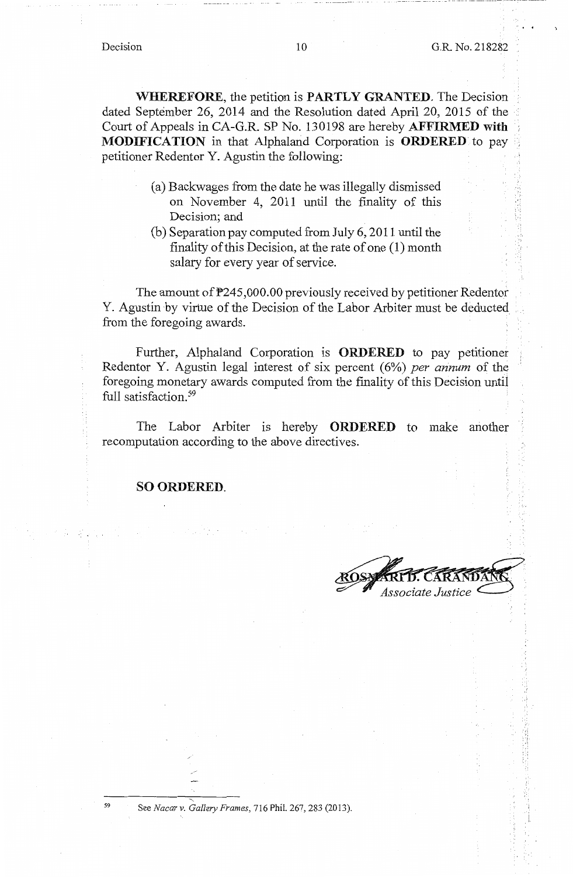**WHEREFORE**, the petition is **PARTLY GRANTED**. The Decision dated September 26, 2014 and the Resolution dated April 20, 2015 of the Court of Appeals in CA-G.R. SP No. 130198 are hereby **AFFIRMED with MODIFICATION** in that Alphaland Corporation is **ORDERED** to pay petitioner Redentor Y. Agustin the following:

(a) Backwages from the date he was illegally dismissed on November 4, 2011 until the finality of this Decision; and

(b) Separation pay computed from July 6, 2011 until the finality of this Decision, at the rate of one (1) month salary for every year of service.

The amount of ₱245,000.00 previously received by petitioner Redentor Y. Agustin by virtue of the Decision of the Labor Arbiter must be deducted from the foregoing awards.

Further, Alphaland Corporation is **ORDERED** to pay petitioner Redentor Y. Agustin legal interest of six percent (6%) *per annum* of the foregoing monetary awards computed from the finality of this Decision until full satisfaction.[59]

The Labor Arbiter is hereby **ORDERED** to make another recomputation according to the above directives.

**SO ORDERED.**

ROSMARI D. CARANDANG
*Associate Justice*

---

[59] See *Nacar v. Gallery Frames*, 716 Phil. 267, 283 (2013).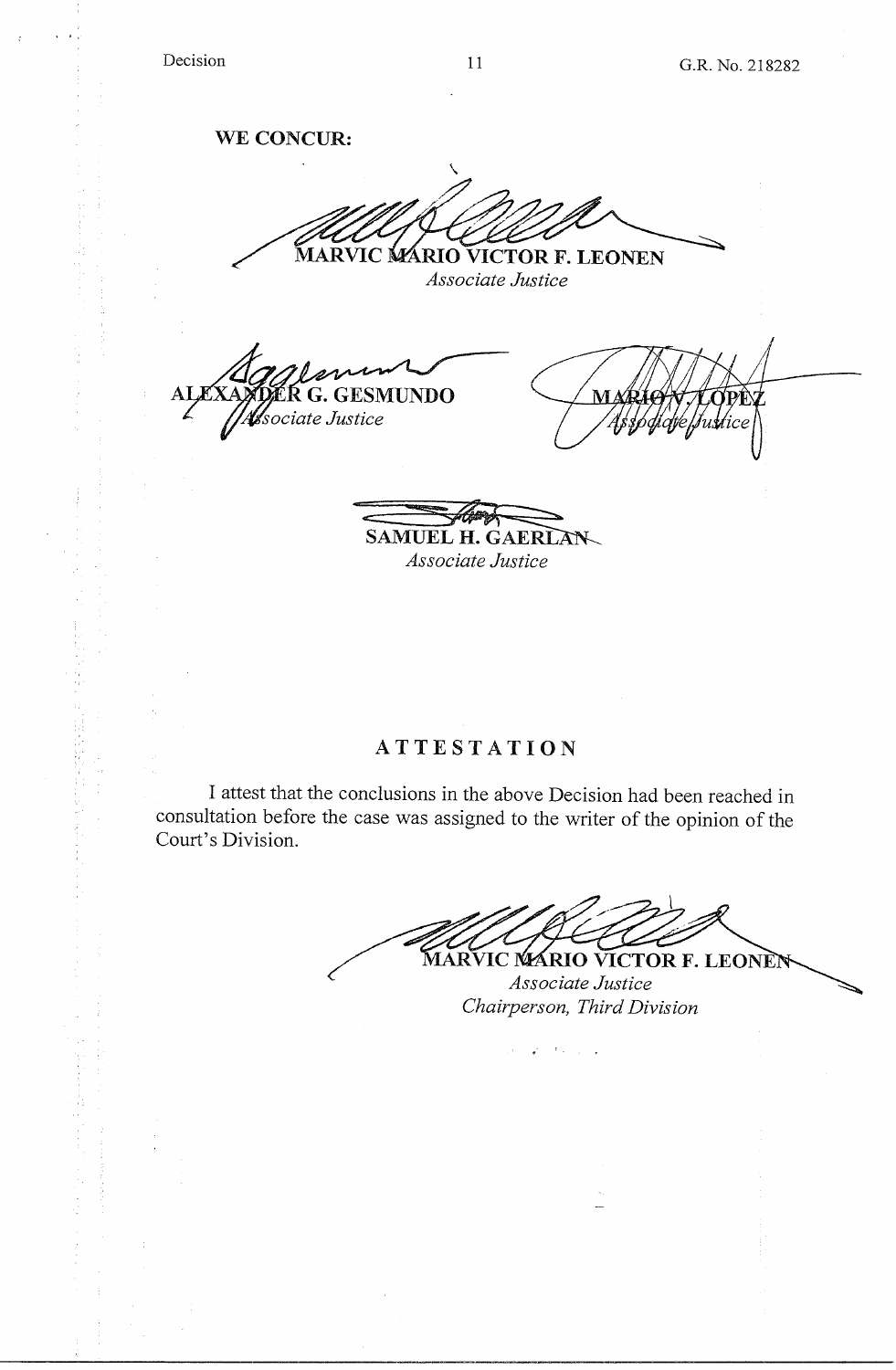**WE CONCUR:**

**MARVIC MARIO VICTOR F. LEONEN**
*Associate Justice*

**ALEXANDER G. GESMUNDO**
*Associate Justice*

**MARIO V. LOPEZ**
*Associate Justice*

**SAMUEL H. GAERLAN**
*Associate Justice*

## ATTESTATION

I attest that the conclusions in the above Decision had been reached in consultation before the case was assigned to the writer of the opinion of the Court's Division.

**MARVIC MARIO VICTOR F. LEONEN**
*Associate Justice*
*Chairperson, Third Division*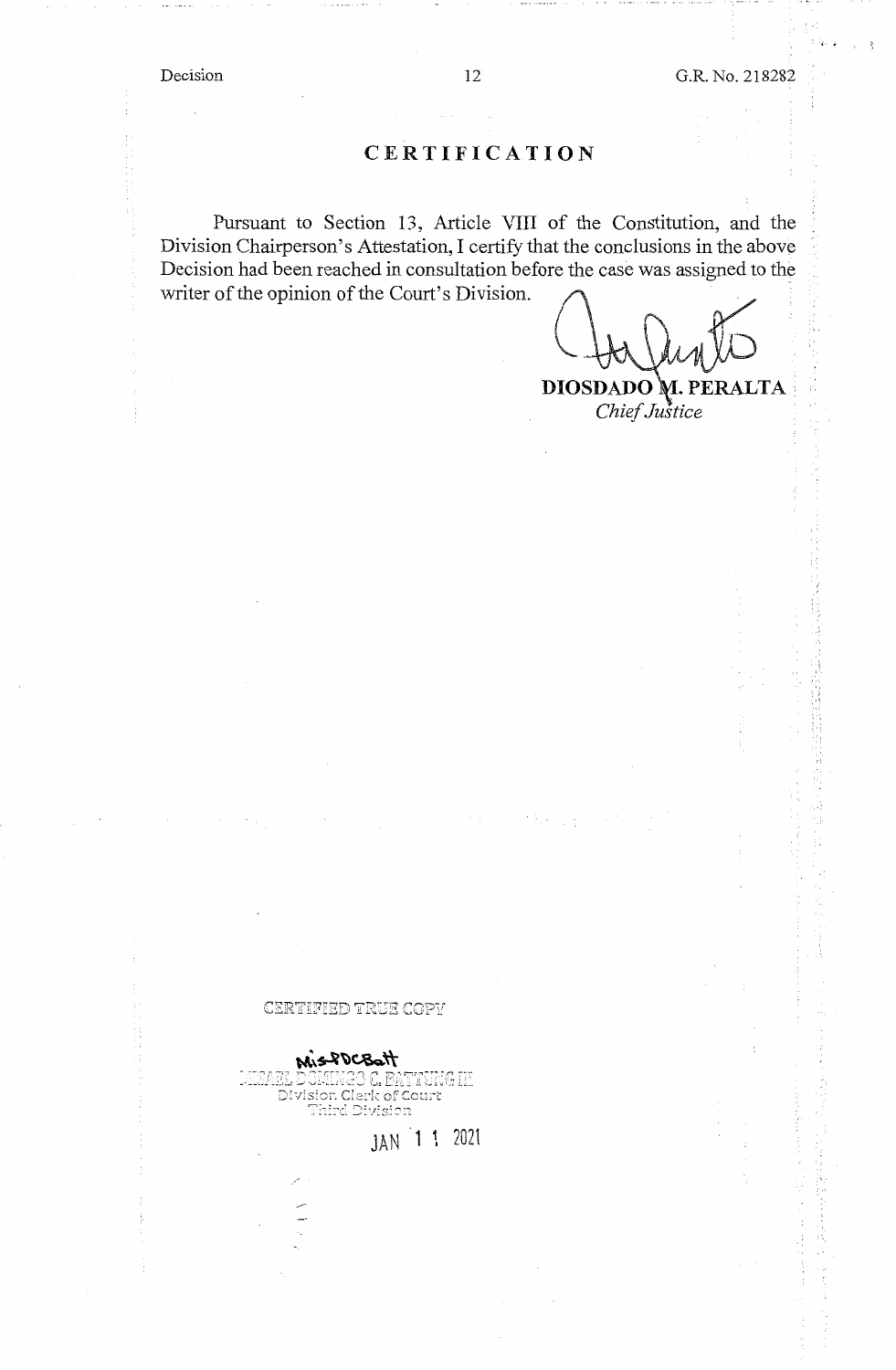# CERTIFICATION

Pursuant to Section 13, Article VIII of the Constitution, and the Division Chairperson's Attestation, I certify that the conclusions in the above Decision had been reached in consultation before the case was assigned to the writer of the opinion of the Court's Division.

**DIOSDADO M. PERALTA**
*Chief Justice*

CERTIFIED TRUE COPY

MISAEL DOMINGO C. BATTUNG III
Division Clerk of Court
Third Division

JAN 11 2021